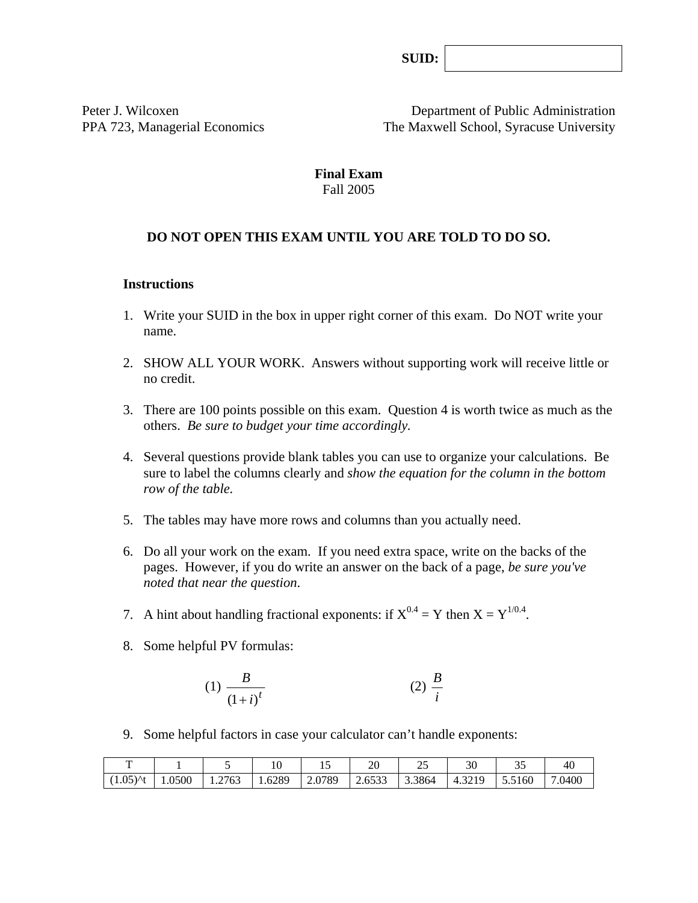**SUID:** 

Peter J. Wilcoxen
PPA 723, Managerial Economics

Department of Public Administration
The Maxwell School, Syracuse University

**Final Exam**
Fall 2005

**DO NOT OPEN THIS EXAM UNTIL YOU ARE TOLD TO DO SO.**

**Instructions**

1. Write your SUID in the box in upper right corner of this exam. Do NOT write your name.

2. SHOW ALL YOUR WORK. Answers without supporting work will receive little or no credit.

3. There are 100 points possible on this exam. Question 4 is worth twice as much as the others. *Be sure to budget your time accordingly.*

4. Several questions provide blank tables you can use to organize your calculations. Be sure to label the columns clearly and *show the equation for the column in the bottom row of the table.*

5. The tables may have more rows and columns than you actually need.

6. Do all your work on the exam. If you need extra space, write on the backs of the pages. However, if you do write an answer on the back of a page, *be sure you've noted that near the question.*

7. A hint about handling fractional exponents: if $X^{0.4} = Y$ then $X = Y^{1/0.4}$.

8. Some helpful PV formulas:

$$(1)\ \frac{B}{(1+i)^t} \qquad\qquad (2)\ \frac{B}{i}$$

9. Some helpful factors in case your calculator can't handle exponents:

| T | 1 | 5 | 10 | 15 | 20 | 25 | 30 | 35 | 40 |
|---|---|---|---|---|---|---|---|---|---|
| (1.05)^t | 1.0500 | 1.2763 | 1.6289 | 2.0789 | 2.6533 | 3.3864 | 4.3219 | 5.5160 | 7.0400 |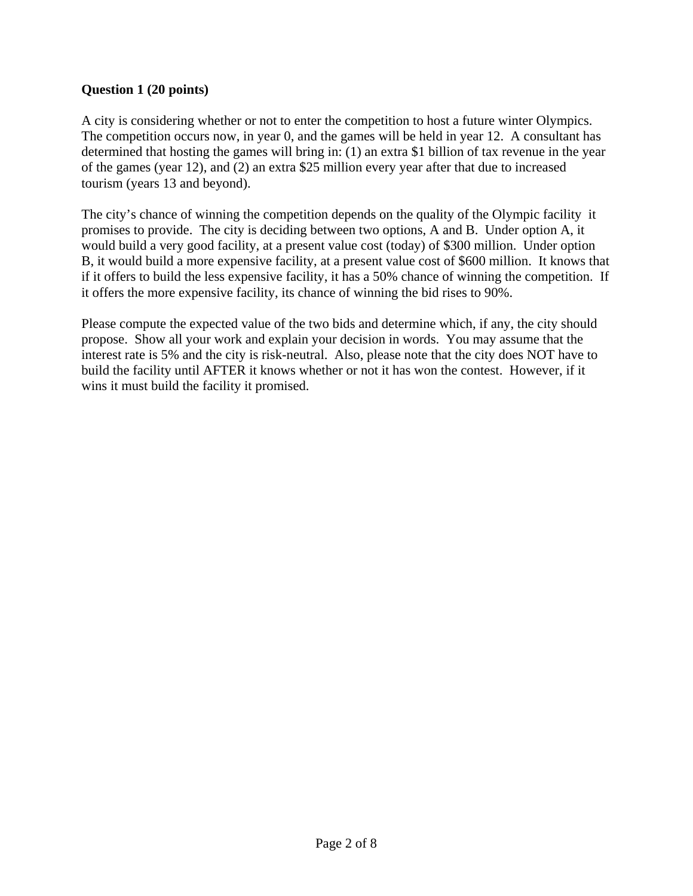**Question 1 (20 points)**

A city is considering whether or not to enter the competition to host a future winter Olympics. The competition occurs now, in year 0, and the games will be held in year 12. A consultant has determined that hosting the games will bring in: (1) an extra $1 billion of tax revenue in the year of the games (year 12), and (2) an extra $25 million every year after that due to increased tourism (years 13 and beyond).

The city's chance of winning the competition depends on the quality of the Olympic facility it promises to provide. The city is deciding between two options, A and B. Under option A, it would build a very good facility, at a present value cost (today) of $300 million. Under option B, it would build a more expensive facility, at a present value cost of $600 million. It knows that if it offers to build the less expensive facility, it has a 50% chance of winning the competition. If it offers the more expensive facility, its chance of winning the bid rises to 90%.

Please compute the expected value of the two bids and determine which, if any, the city should propose. Show all your work and explain your decision in words. You may assume that the interest rate is 5% and the city is risk-neutral. Also, please note that the city does NOT have to build the facility until AFTER it knows whether or not it has won the contest. However, if it wins it must build the facility it promised.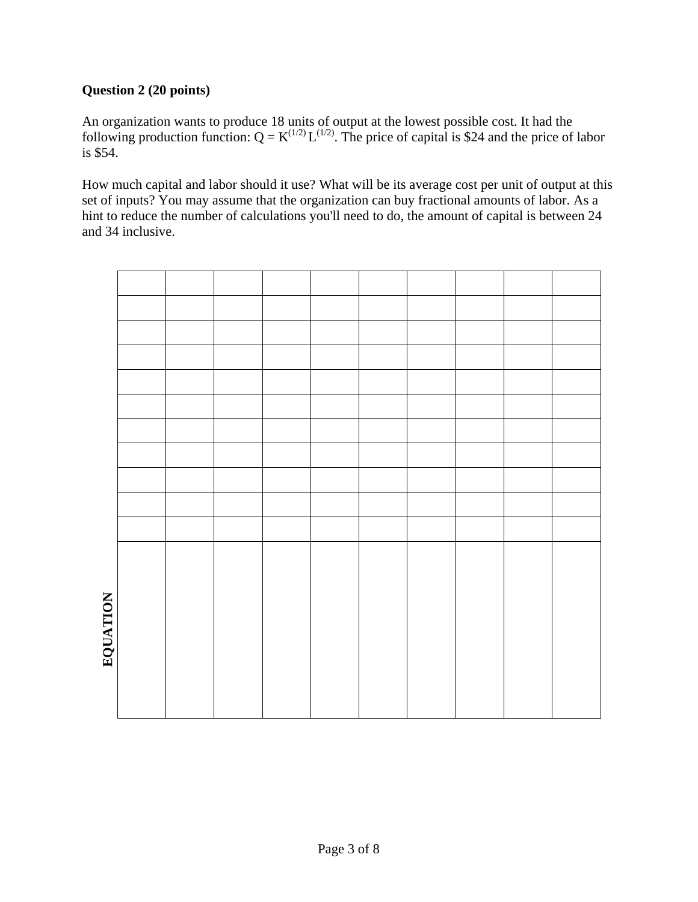**Question 2 (20 points)**

An organization wants to produce 18 units of output at the lowest possible cost. It had the following production function: $Q = K^{(1/2)} L^{(1/2)}$. The price of capital is \$24 and the price of labor is \$54.

How much capital and labor should it use? What will be its average cost per unit of output at this set of inputs? You may assume that the organization can buy fractional amounts of labor. As a hint to reduce the number of calculations you'll need to do, the amount of capital is between 24 and 34 inclusive.

| | | | | | | | | | |
|---|---|---|---|---|---|---|---|---|---|
| | | | | | | | | | |
| | | | | | | | | | |
| | | | | | | | | | |
| | | | | | | | | | |
| | | | | | | | | | |
| | | | | | | | | | |
| | | | | | | | | | |
| | | | | | | | | | |
| | | | | | | | | | |
| | | | | | | | | | |
| EQUATION | | | | | | | | | |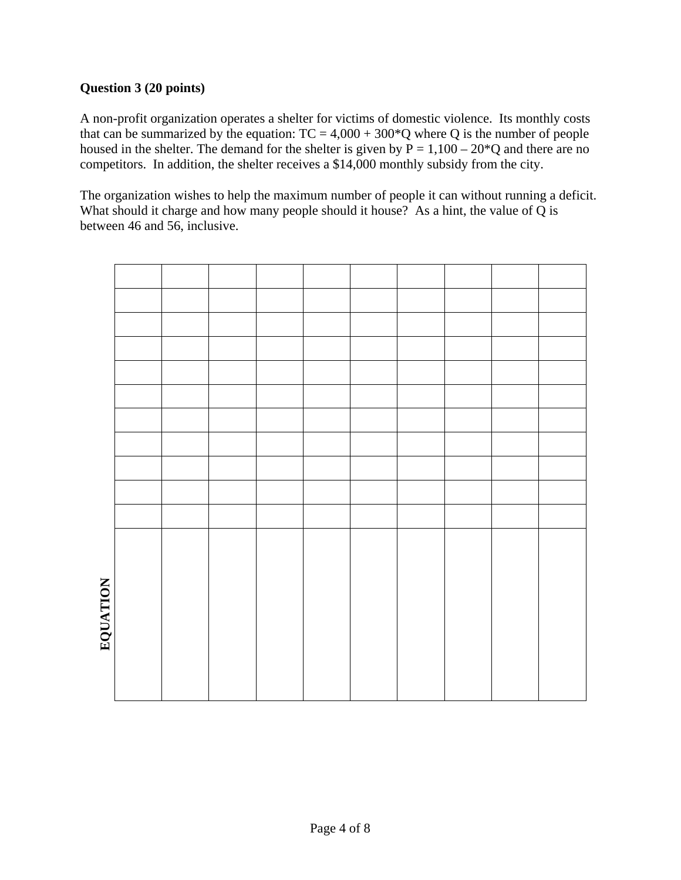**Question 3 (20 points)**

A non-profit organization operates a shelter for victims of domestic violence. Its monthly costs that can be summarized by the equation: $TC = 4,000 + 300*Q$ where $Q$ is the number of people housed in the shelter. The demand for the shelter is given by $P = 1,100 – 20*Q$ and there are no competitors. In addition, the shelter receives a \$14,000 monthly subsidy from the city.

The organization wishes to help the maximum number of people it can without running a deficit. What should it charge and how many people should it house? As a hint, the value of $Q$ is between 46 and 56, inclusive.

| | | | | | | | | | | |
|---|---|---|---|---|---|---|---|---|---|---|
| | | | | | | | | | | |
| | | | | | | | | | | |
| | | | | | | | | | | |
| | | | | | | | | | | |
| | | | | | | | | | | |
| | | | | | | | | | | |
| | | | | | | | | | | |
| | | | | | | | | | | |
| | | | | | | | | | | |
| | | | | | | | | | | |
| **EQUATION** | | | | | | | | | | |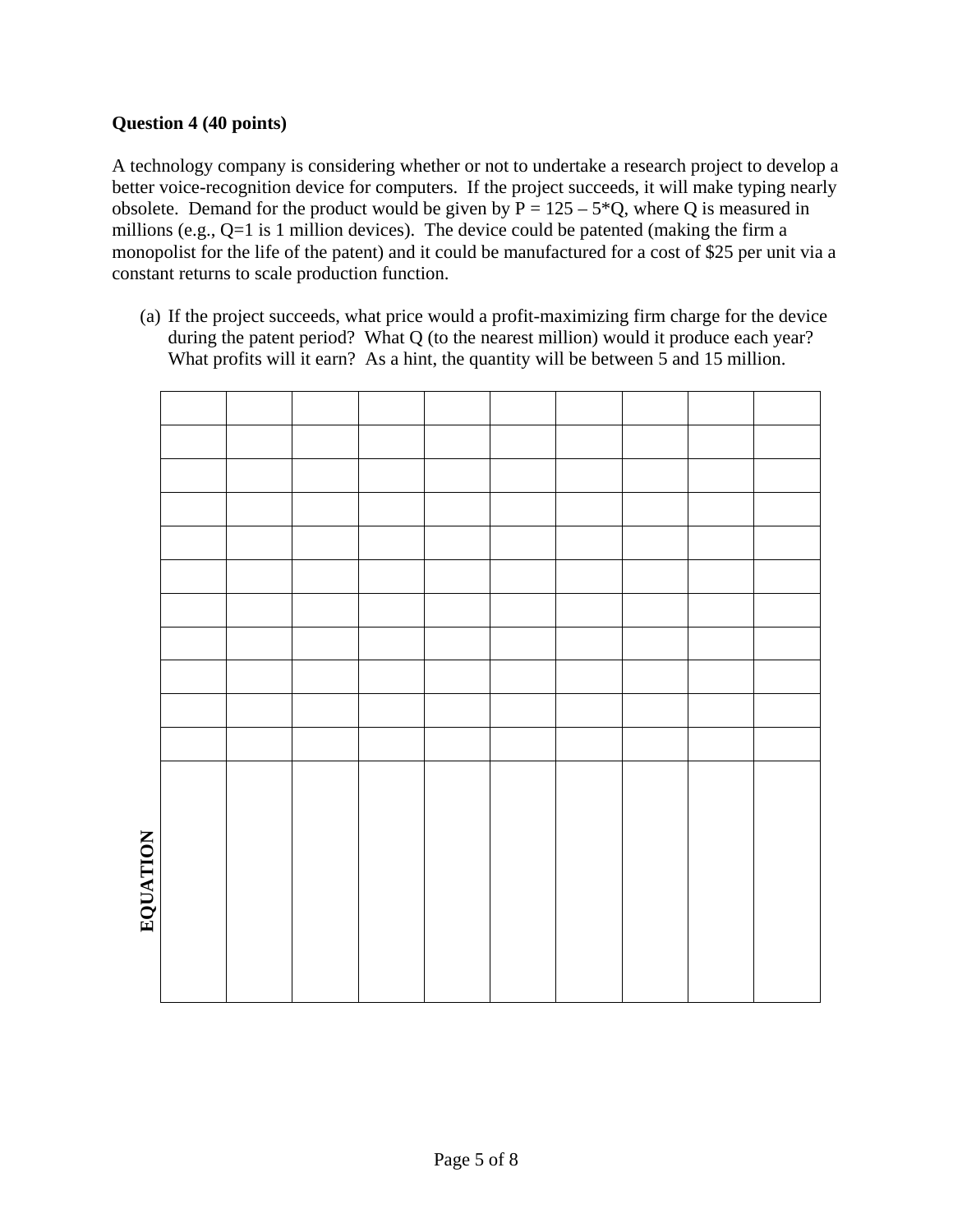**Question 4 (40 points)**

A technology company is considering whether or not to undertake a research project to develop a better voice-recognition device for computers. If the project succeeds, it will make typing nearly obsolete. Demand for the product would be given by $P = 125 - 5*Q$, where Q is measured in millions (e.g., Q=1 is 1 million devices). The device could be patented (making the firm a monopolist for the life of the patent) and it could be manufactured for a cost of $25 per unit via a constant returns to scale production function.

(a) If the project succeeds, what price would a profit-maximizing firm charge for the device during the patent period? What Q (to the nearest million) would it produce each year? What profits will it earn? As a hint, the quantity will be between 5 and 15 million.

| | | | | | | | | | | |
|---|---|---|---|---|---|---|---|---|---|---|
| | | | | | | | | | | |
| | | | | | | | | | | |
| | | | | | | | | | | |
| | | | | | | | | | | |
| | | | | | | | | | | |
| | | | | | | | | | | |
| | | | | | | | | | | |
| | | | | | | | | | | |
| | | | | | | | | | | |
| | | | | | | | | | | |
| | | | | | | | | | | |
| **EQUATION** | | | | | | | | | | |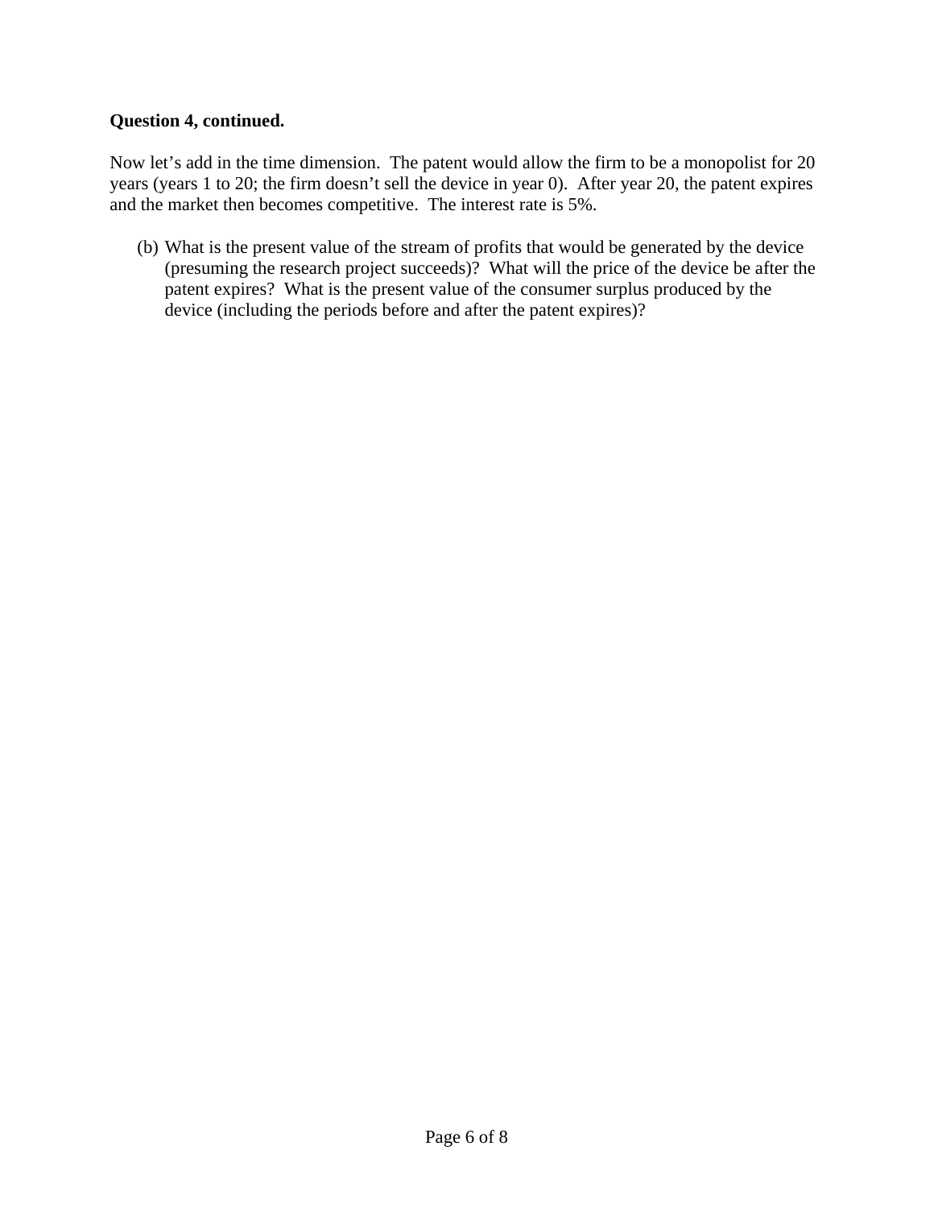**Question 4, continued.**

Now let's add in the time dimension. The patent would allow the firm to be a monopolist for 20 years (years 1 to 20; the firm doesn't sell the device in year 0). After year 20, the patent expires and the market then becomes competitive. The interest rate is 5%.

(b) What is the present value of the stream of profits that would be generated by the device (presuming the research project succeeds)? What will the price of the device be after the patent expires? What is the present value of the consumer surplus produced by the device (including the periods before and after the patent expires)?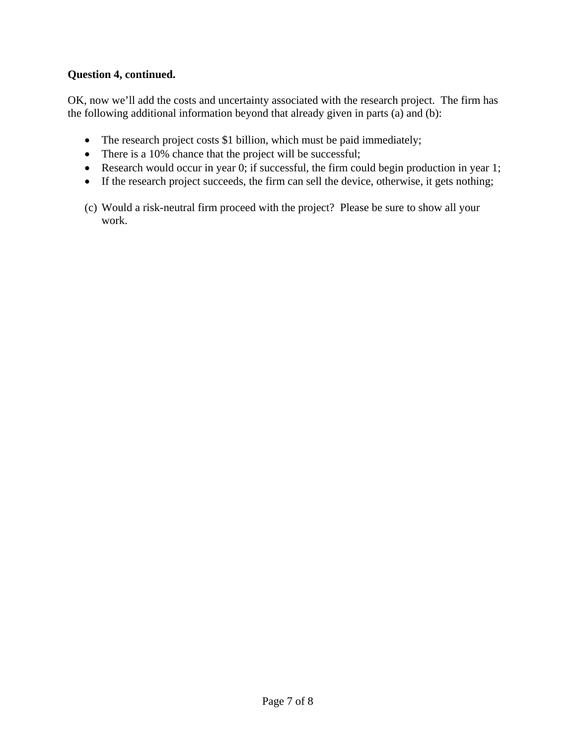**Question 4, continued.**

OK, now we'll add the costs and uncertainty associated with the research project. The firm has the following additional information beyond that already given in parts (a) and (b):

- The research project costs $1 billion, which must be paid immediately;
- There is a 10% chance that the project will be successful;
- Research would occur in year 0; if successful, the firm could begin production in year 1;
- If the research project succeeds, the firm can sell the device, otherwise, it gets nothing;

(c) Would a risk-neutral firm proceed with the project? Please be sure to show all your work.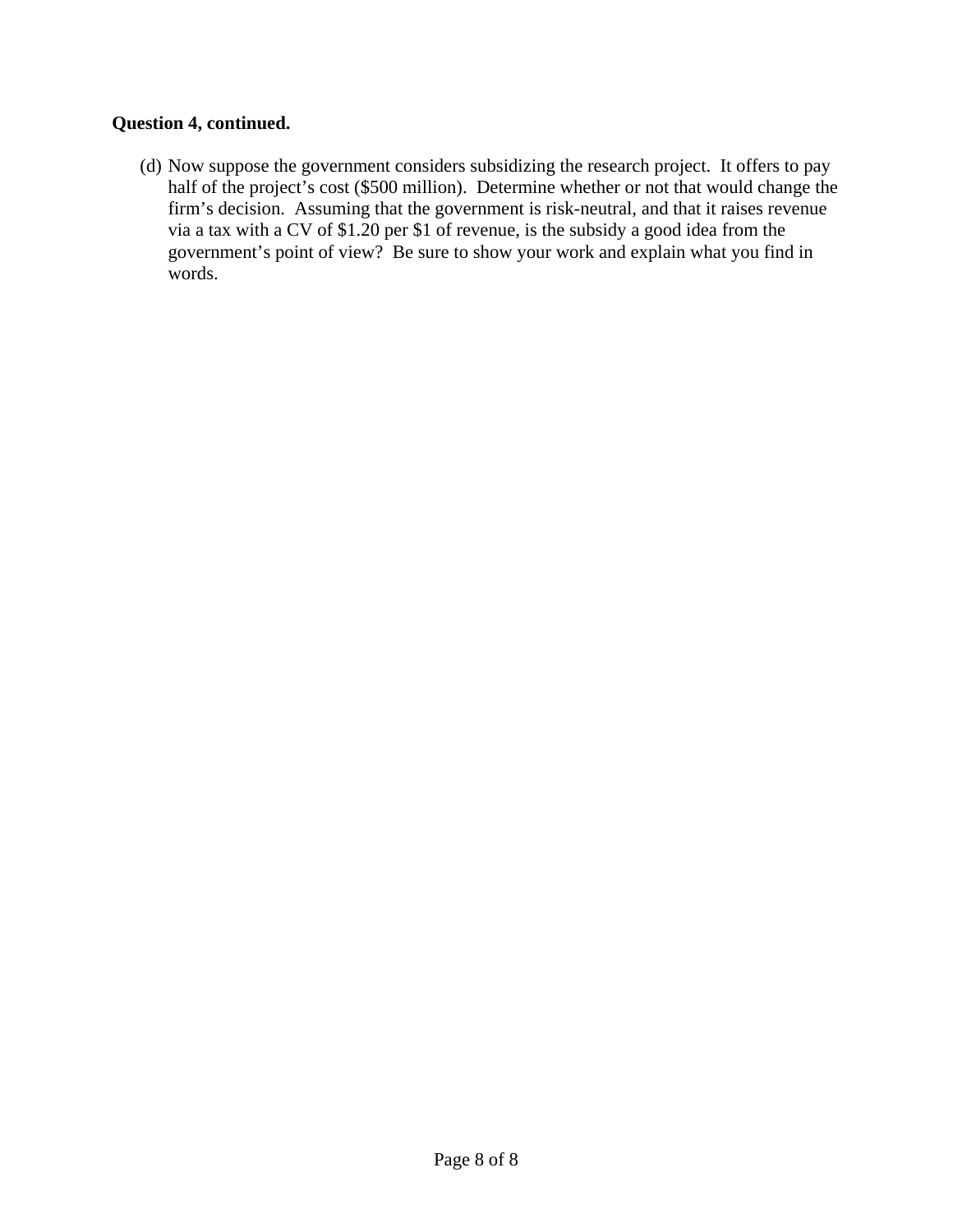**Question 4, continued.**

(d) Now suppose the government considers subsidizing the research project. It offers to pay half of the project's cost ($500 million). Determine whether or not that would change the firm's decision. Assuming that the government is risk-neutral, and that it raises revenue via a tax with a CV of $1.20 per $1 of revenue, is the subsidy a good idea from the government's point of view? Be sure to show your work and explain what you find in words.